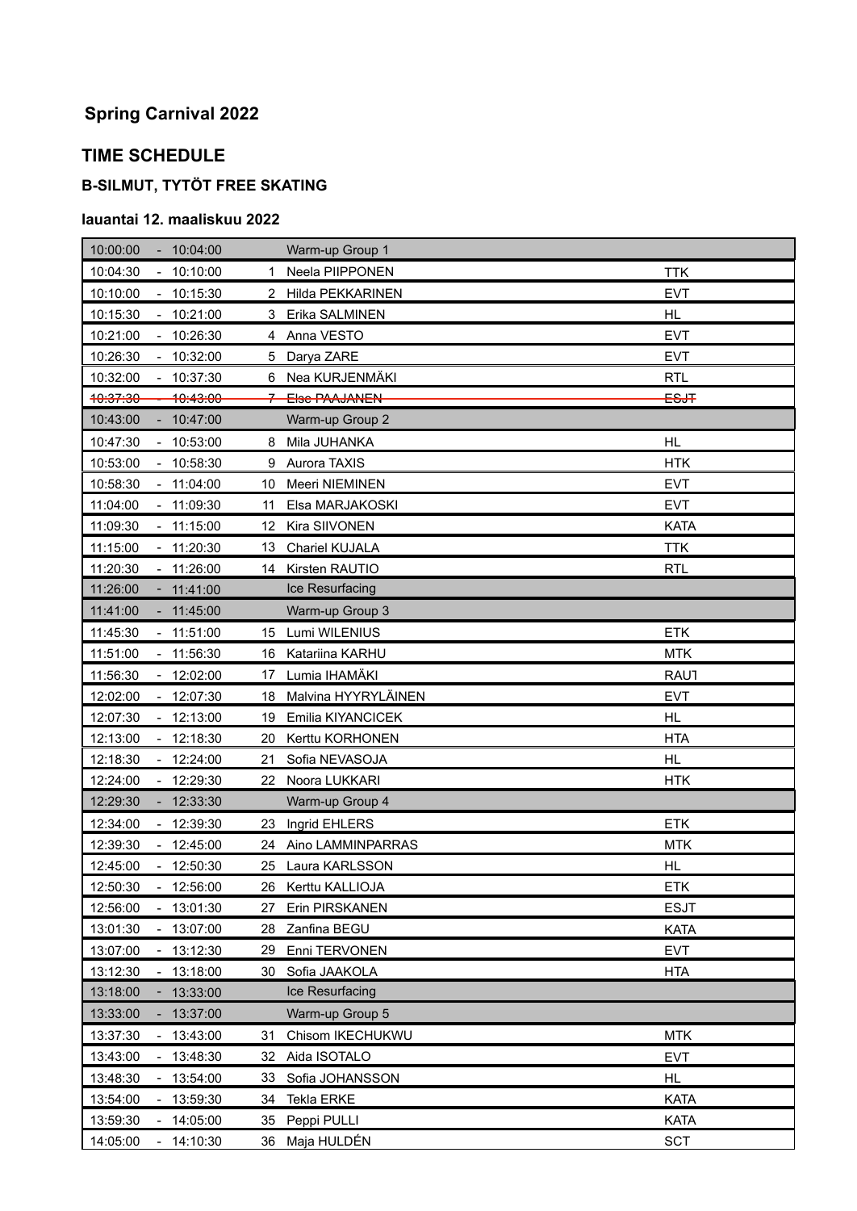## Spring Carnival 2022

## TIME SCHEDULE

### B-SILMUT, TYTÖT FREE SKATING

#### lauantai 12. maaliskuu 2022

| Time | | | No. | Name | Club |
|---|---|---|---|---|---|
| 10:00:00 | - | 10:04:00 | | Warm-up Group 1 | |
| 10:04:30 | - | 10:10:00 | 1 | Neela PIIPPONEN | TTK |
| 10:10:00 | - | 10:15:30 | 2 | Hilda PEKKARINEN | EVT |
| 10:15:30 | - | 10:21:00 | 3 | Erika SALMINEN | HL |
| 10:21:00 | - | 10:26:30 | 4 | Anna VESTO | EVT |
| 10:26:30 | - | 10:32:00 | 5 | Darya ZARE | EVT |
| 10:32:00 | - | 10:37:30 | 6 | Nea KURJENMÄKI | RTL |
| ~~10:37:30~~ | ~~-~~ | ~~10:43:00~~ | ~~7~~ | ~~Else PAAJANEN~~ | ~~ESJT~~ |
| 10:43:00 | - | 10:47:00 | | Warm-up Group 2 | |
| 10:47:30 | - | 10:53:00 | 8 | Mila JUHANKA | HL |
| 10:53:00 | - | 10:58:30 | 9 | Aurora TAXIS | HTK |
| 10:58:30 | - | 11:04:00 | 10 | Meeri NIEMINEN | EVT |
| 11:04:00 | - | 11:09:30 | 11 | Elsa MARJAKOSKI | EVT |
| 11:09:30 | - | 11:15:00 | 12 | Kira SIIVONEN | KATA |
| 11:15:00 | - | 11:20:30 | 13 | Chariel KUJALA | TTK |
| 11:20:30 | - | 11:26:00 | 14 | Kirsten RAUTIO | RTL |
| 11:26:00 | - | 11:41:00 | | Ice Resurfacing | |
| 11:41:00 | - | 11:45:00 | | Warm-up Group 3 | |
| 11:45:30 | - | 11:51:00 | 15 | Lumi WILENIUS | ETK |
| 11:51:00 | - | 11:56:30 | 16 | Katariina KARHU | MTK |
| 11:56:30 | - | 12:02:00 | 17 | Lumia IHAMÄKI | RAUT |
| 12:02:00 | - | 12:07:30 | 18 | Malvina HYYRYLÄINEN | EVT |
| 12:07:30 | - | 12:13:00 | 19 | Emilia KIYANCICEK | HL |
| 12:13:00 | - | 12:18:30 | 20 | Kerttu KORHONEN | HTA |
| 12:18:30 | - | 12:24:00 | 21 | Sofia NEVASOJA | HL |
| 12:24:00 | - | 12:29:30 | 22 | Noora LUKKARI | HTK |
| 12:29:30 | - | 12:33:30 | | Warm-up Group 4 | |
| 12:34:00 | - | 12:39:30 | 23 | Ingrid EHLERS | ETK |
| 12:39:30 | - | 12:45:00 | 24 | Aino LAMMINPARRAS | MTK |
| 12:45:00 | - | 12:50:30 | 25 | Laura KARLSSON | HL |
| 12:50:30 | - | 12:56:00 | 26 | Kerttu KALLIOJA | ETK |
| 12:56:00 | - | 13:01:30 | 27 | Erin PIRSKANEN | ESJT |
| 13:01:30 | - | 13:07:00 | 28 | Zanfina BEGU | KATA |
| 13:07:00 | - | 13:12:30 | 29 | Enni TERVONEN | EVT |
| 13:12:30 | - | 13:18:00 | 30 | Sofia JAAKOLA | HTA |
| 13:18:00 | - | 13:33:00 | | Ice Resurfacing | |
| 13:33:00 | - | 13:37:00 | | Warm-up Group 5 | |
| 13:37:30 | - | 13:43:00 | 31 | Chisom IKECHUKWU | MTK |
| 13:43:00 | - | 13:48:30 | 32 | Aida ISOTALO | EVT |
| 13:48:30 | - | 13:54:00 | 33 | Sofia JOHANSSON | HL |
| 13:54:00 | - | 13:59:30 | 34 | Tekla ERKE | KATA |
| 13:59:30 | - | 14:05:00 | 35 | Peppi PULLI | KATA |
| 14:05:00 | - | 14:10:30 | 36 | Maja HULDÉN | SCT |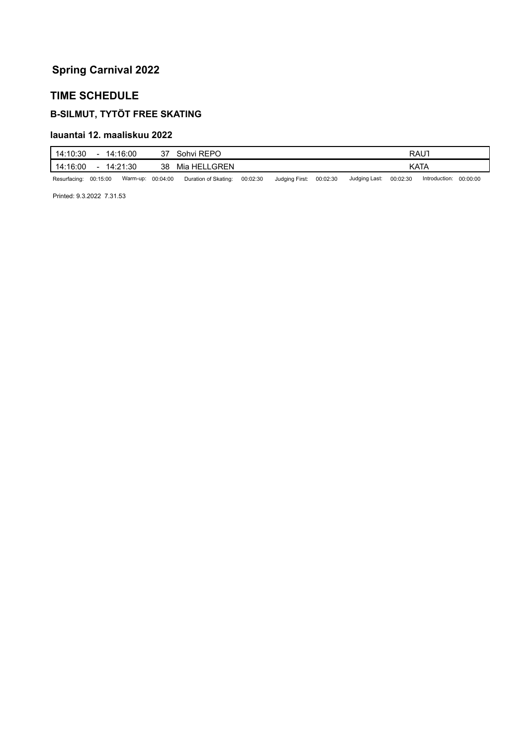## Spring Carnival 2022

## TIME SCHEDULE

### B-SILMUT, TYTÖT FREE SKATING

#### lauantai 12. maaliskuu 2022

| | | | | | |
|---|---|---|---|---|---|
| 14:10:30 | - | 14:16:00 | 37 | Sohvi REPO | RAUT |
| 14:16:00 | - | 14:21:30 | 38 | Mia HELLGREN | KATA |

Resurfacing: 00:15:00 Warm-up: 00:04:00 Duration of Skating: 00:02:30 Judging First: 00:02:30 Judging Last: 00:02:30 Introduction: 00:00:00

Printed: 9.3.2022 7.31.53